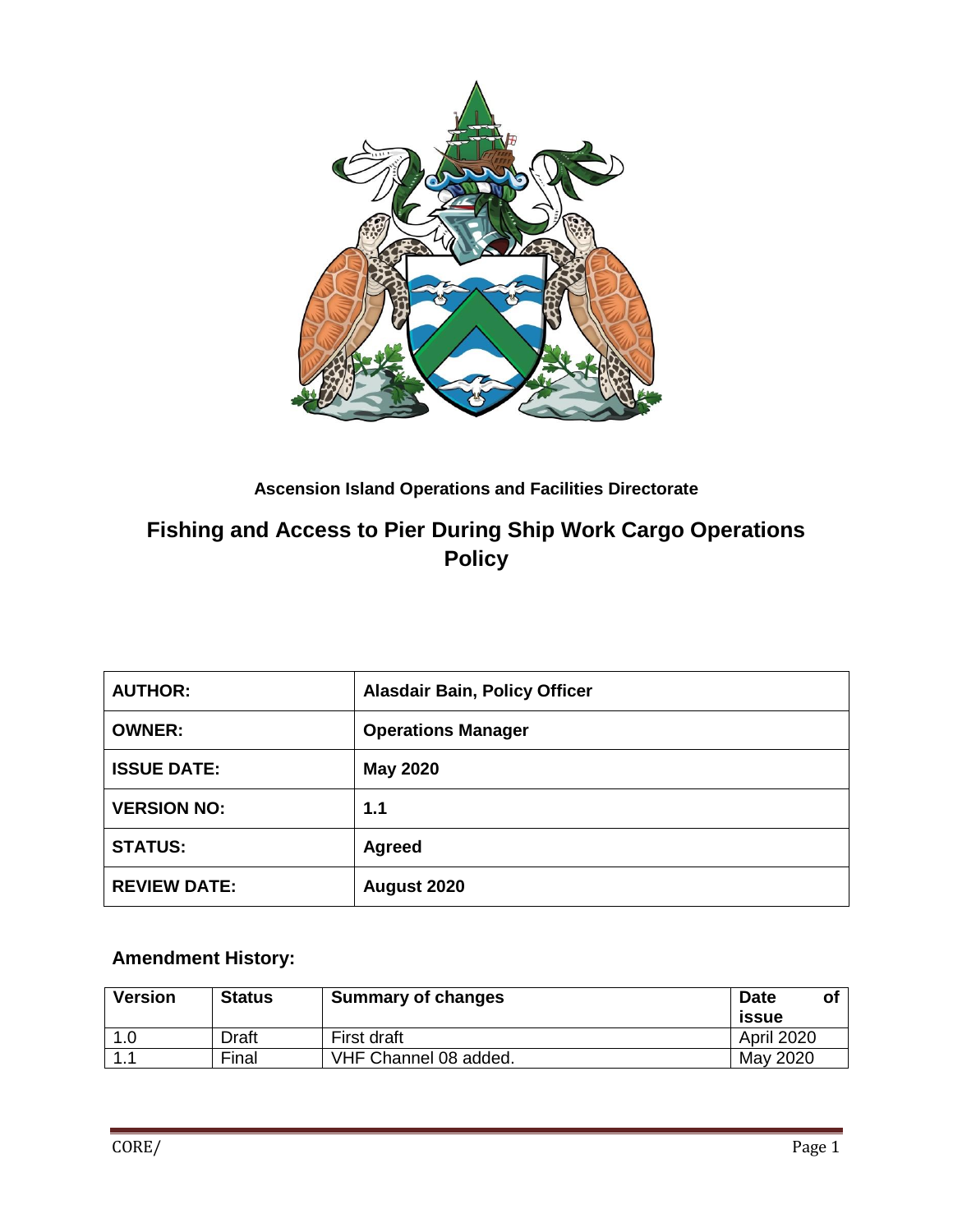**Ascension Island Operations and Facilities Directorate**

# Fishing and Access to Pier During Ship Work Cargo Operations Policy

| | |
|---|---|
| **AUTHOR:** | **Alasdair Bain, Policy Officer** |
| **OWNER:** | **Operations Manager** |
| **ISSUE DATE:** | **May 2020** |
| **VERSION NO:** | **1.1** |
| **STATUS:** | **Agreed** |
| **REVIEW DATE:** | **August 2020** |

## Amendment History:

| **Version** | **Status** | **Summary of changes** | **Date of issue** |
|---|---|---|---|
| 1.0 | Draft | First draft | April 2020 |
| 1.1 | Final | VHF Channel 08 added. | May 2020 |

CORE/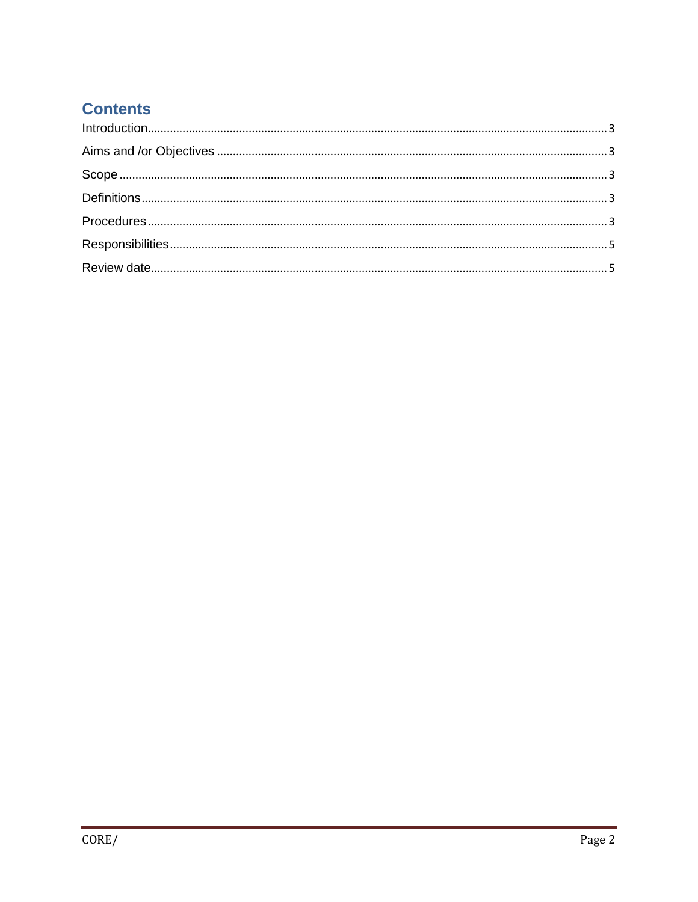# Contents

Introduction ........................................................................ 3

Aims and /or Objectives ........................................................................ 3

Scope ........................................................................ 3

Definitions ........................................................................ 3

Procedures ........................................................................ 3

Responsibilities ........................................................................ 5

Review date ........................................................................ 5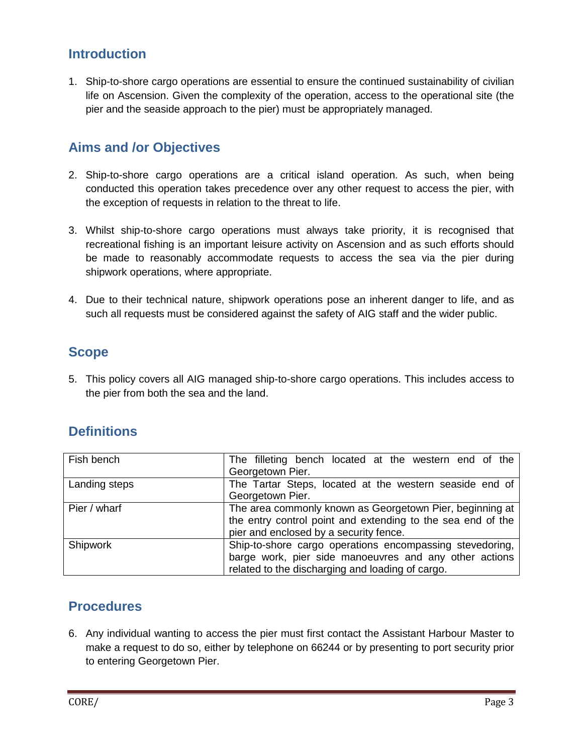## Introduction

1. Ship-to-shore cargo operations are essential to ensure the continued sustainability of civilian life on Ascension. Given the complexity of the operation, access to the operational site (the pier and the seaside approach to the pier) must be appropriately managed.

## Aims and /or Objectives

2. Ship-to-shore cargo operations are a critical island operation. As such, when being conducted this operation takes precedence over any other request to access the pier, with the exception of requests in relation to the threat to life.

3. Whilst ship-to-shore cargo operations must always take priority, it is recognised that recreational fishing is an important leisure activity on Ascension and as such efforts should be made to reasonably accommodate requests to access the sea via the pier during shipwork operations, where appropriate.

4. Due to their technical nature, shipwork operations pose an inherent danger to life, and as such all requests must be considered against the safety of AIG staff and the wider public.

## Scope

5. This policy covers all AIG managed ship-to-shore cargo operations. This includes access to the pier from both the sea and the land.

## Definitions

| Term | Definition |
|---|---|
| Fish bench | The filleting bench located at the western end of the Georgetown Pier. |
| Landing steps | The Tartar Steps, located at the western seaside end of Georgetown Pier. |
| Pier / wharf | The area commonly known as Georgetown Pier, beginning at the entry control point and extending to the sea end of the pier and enclosed by a security fence. |
| Shipwork | Ship-to-shore cargo operations encompassing stevedoring, barge work, pier side manoeuvres and any other actions related to the discharging and loading of cargo. |

## Procedures

6. Any individual wanting to access the pier must first contact the Assistant Harbour Master to make a request to do so, either by telephone on 66244 or by presenting to port security prior to entering Georgetown Pier.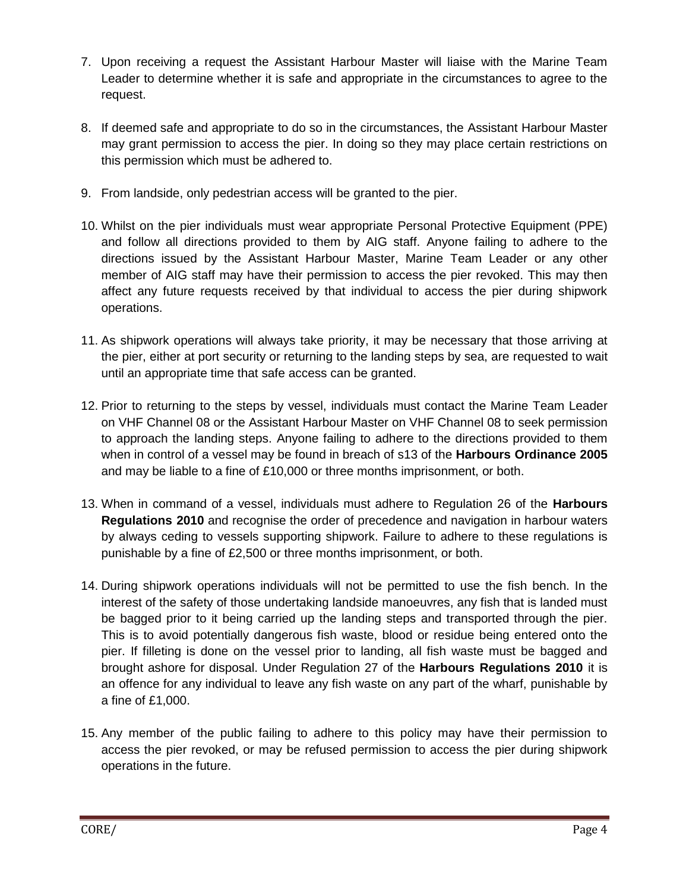7. Upon receiving a request the Assistant Harbour Master will liaise with the Marine Team Leader to determine whether it is safe and appropriate in the circumstances to agree to the request.

8. If deemed safe and appropriate to do so in the circumstances, the Assistant Harbour Master may grant permission to access the pier. In doing so they may place certain restrictions on this permission which must be adhered to.

9. From landside, only pedestrian access will be granted to the pier.

10. Whilst on the pier individuals must wear appropriate Personal Protective Equipment (PPE) and follow all directions provided to them by AIG staff. Anyone failing to adhere to the directions issued by the Assistant Harbour Master, Marine Team Leader or any other member of AIG staff may have their permission to access the pier revoked. This may then affect any future requests received by that individual to access the pier during shipwork operations.

11. As shipwork operations will always take priority, it may be necessary that those arriving at the pier, either at port security or returning to the landing steps by sea, are requested to wait until an appropriate time that safe access can be granted.

12. Prior to returning to the steps by vessel, individuals must contact the Marine Team Leader on VHF Channel 08 or the Assistant Harbour Master on VHF Channel 08 to seek permission to approach the landing steps. Anyone failing to adhere to the directions provided to them when in control of a vessel may be found in breach of s13 of the **Harbours Ordinance 2005** and may be liable to a fine of £10,000 or three months imprisonment, or both.

13. When in command of a vessel, individuals must adhere to Regulation 26 of the **Harbours Regulations 2010** and recognise the order of precedence and navigation in harbour waters by always ceding to vessels supporting shipwork. Failure to adhere to these regulations is punishable by a fine of £2,500 or three months imprisonment, or both.

14. During shipwork operations individuals will not be permitted to use the fish bench. In the interest of the safety of those undertaking landside manoeuvres, any fish that is landed must be bagged prior to it being carried up the landing steps and transported through the pier. This is to avoid potentially dangerous fish waste, blood or residue being entered onto the pier. If filleting is done on the vessel prior to landing, all fish waste must be bagged and brought ashore for disposal. Under Regulation 27 of the **Harbours Regulations 2010** it is an offence for any individual to leave any fish waste on any part of the wharf, punishable by a fine of £1,000.

15. Any member of the public failing to adhere to this policy may have their permission to access the pier revoked, or may be refused permission to access the pier during shipwork operations in the future.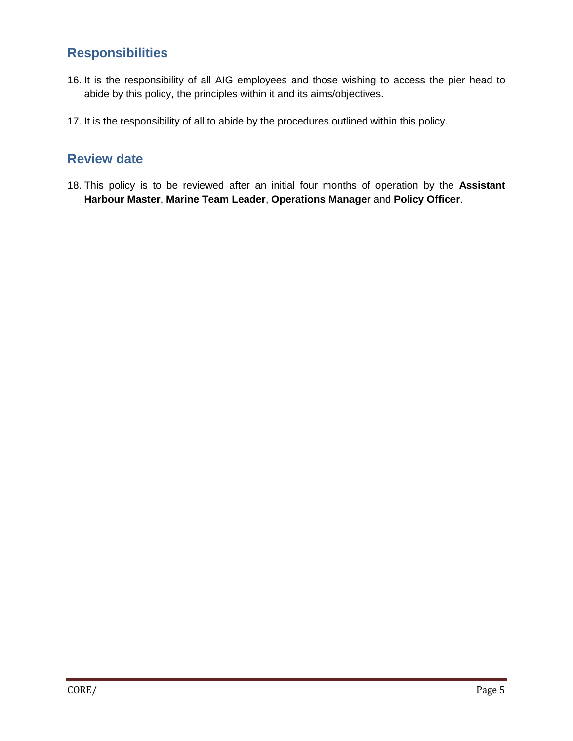## Responsibilities

16. It is the responsibility of all AIG employees and those wishing to access the pier head to abide by this policy, the principles within it and its aims/objectives.

17. It is the responsibility of all to abide by the procedures outlined within this policy.

## Review date

18. This policy is to be reviewed after an initial four months of operation by the **Assistant Harbour Master**, **Marine Team Leader**, **Operations Manager** and **Policy Officer**.